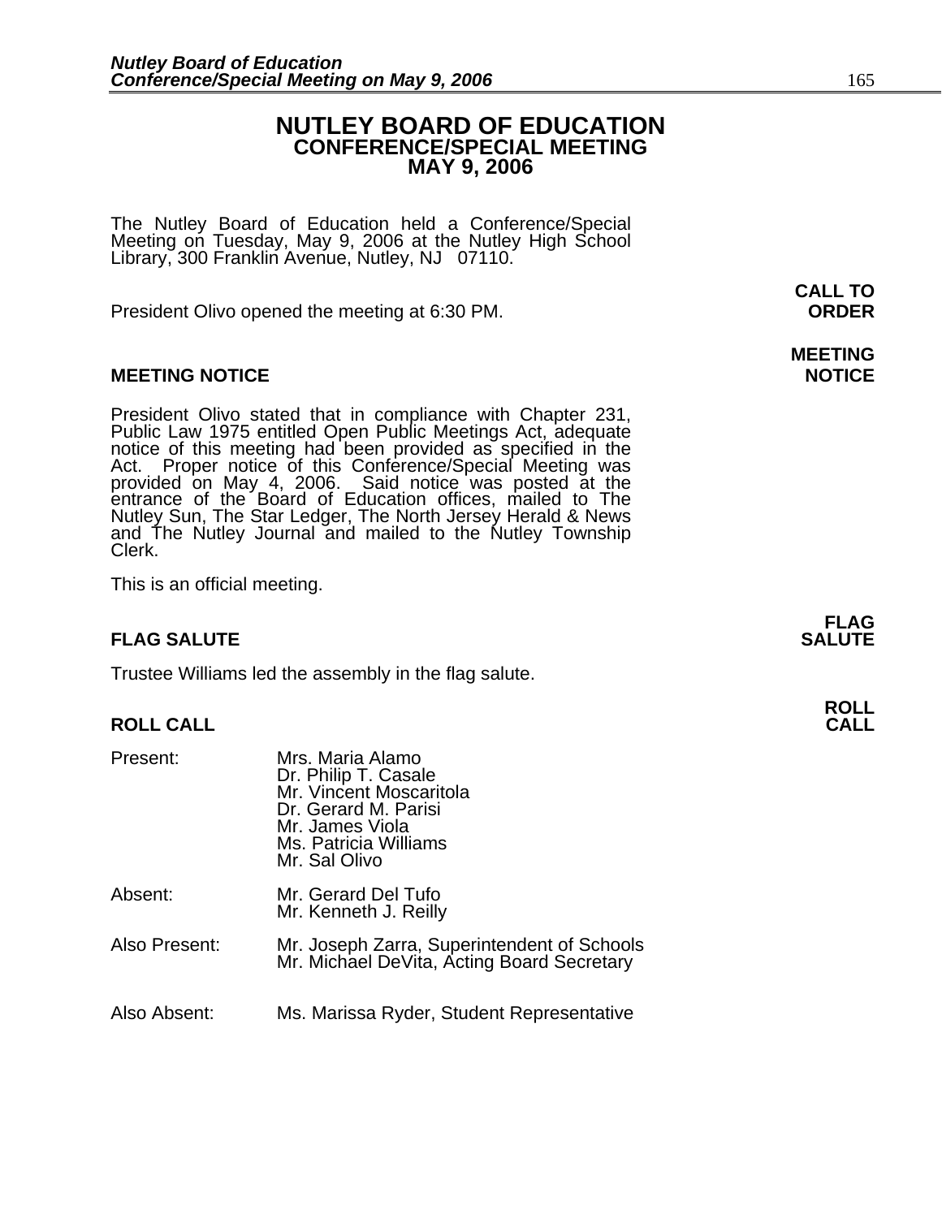# NUTLEY BOARD OF EDUCATION
## CONFERENCE/SPECIAL MEETING
## MAY 9, 2006

The Nutley Board of Education held a Conference/Special Meeting on Tuesday, May 9, 2006 at the Nutley High School Library, 300 Franklin Avenue, Nutley, NJ 07110.

**CALL TO ORDER**

President Olivo opened the meeting at 6:30 PM.

**MEETING NOTICE**

President Olivo stated that in compliance with Chapter 231, Public Law 1975 entitled Open Public Meetings Act, adequate notice of this meeting had been provided as specified in the Act. Proper notice of this Conference/Special Meeting was provided on May 4, 2006. Said notice was posted at the entrance of the Board of Education offices, mailed to The Nutley Sun, The Star Ledger, The North Jersey Herald & News and The Nutley Journal and mailed to the Nutley Township Clerk.

This is an official meeting.

**FLAG SALUTE**

Trustee Williams led the assembly in the flag salute.

**ROLL CALL**

| | |
|---|---|
| Present: | Mrs. Maria Alamo<br>Dr. Philip T. Casale<br>Mr. Vincent Moscaritola<br>Dr. Gerard M. Parisi<br>Mr. James Viola<br>Ms. Patricia Williams<br>Mr. Sal Olivo |
| Absent: | Mr. Gerard Del Tufo<br>Mr. Kenneth J. Reilly |
| Also Present: | Mr. Joseph Zarra, Superintendent of Schools<br>Mr. Michael DeVita, Acting Board Secretary |
| Also Absent: | Ms. Marissa Ryder, Student Representative |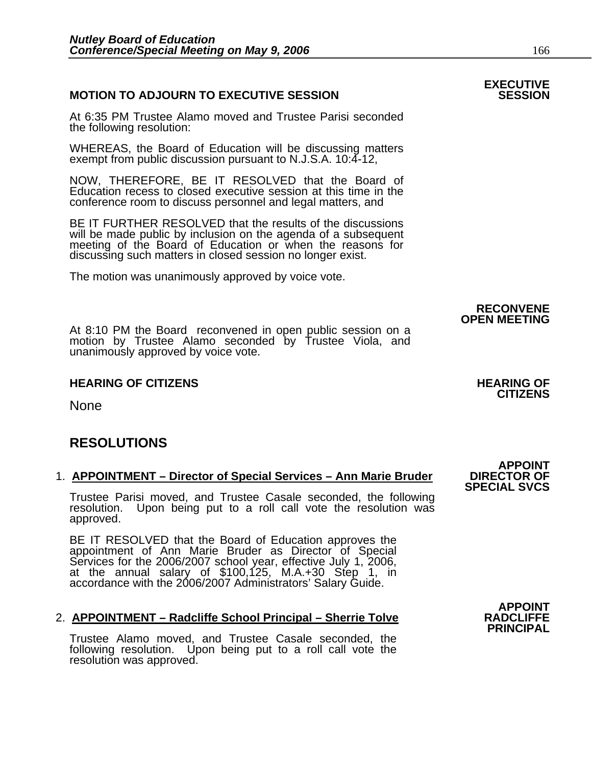**EXECUTIVE SESSION**

**MOTION TO ADJOURN TO EXECUTIVE SESSION**

At 6:35 PM Trustee Alamo moved and Trustee Parisi seconded the following resolution:

WHEREAS, the Board of Education will be discussing matters exempt from public discussion pursuant to N.J.S.A. 10:4-12,

NOW, THEREFORE, BE IT RESOLVED that the Board of Education recess to closed executive session at this time in the conference room to discuss personnel and legal matters, and

BE IT FURTHER RESOLVED that the results of the discussions will be made public by inclusion on the agenda of a subsequent meeting of the Board of Education or when the reasons for discussing such matters in closed session no longer exist.

The motion was unanimously approved by voice vote.

**RECONVENE OPEN MEETING**

At 8:10 PM the Board reconvened in open public session on a motion by Trustee Alamo seconded by Trustee Viola, and unanimously approved by voice vote.

**HEARING OF CITIZENS**

**HEARING OF CITIZENS**

None

## RESOLUTIONS

**APPOINT DIRECTOR OF SPECIAL SVCS**

1. **APPOINTMENT – Director of Special Services – Ann Marie Bruder**

   Trustee Parisi moved, and Trustee Casale seconded, the following resolution. Upon being put to a roll call vote the resolution was approved.

   BE IT RESOLVED that the Board of Education approves the appointment of Ann Marie Bruder as Director of Special Services for the 2006/2007 school year, effective July 1, 2006, at the annual salary of $100,125, M.A.+30 Step 1, in accordance with the 2006/2007 Administrators' Salary Guide.

**APPOINT RADCLIFFE PRINCIPAL**

2. **APPOINTMENT – Radcliffe School Principal – Sherrie Tolve**

   Trustee Alamo moved, and Trustee Casale seconded, the following resolution. Upon being put to a roll call vote the resolution was approved.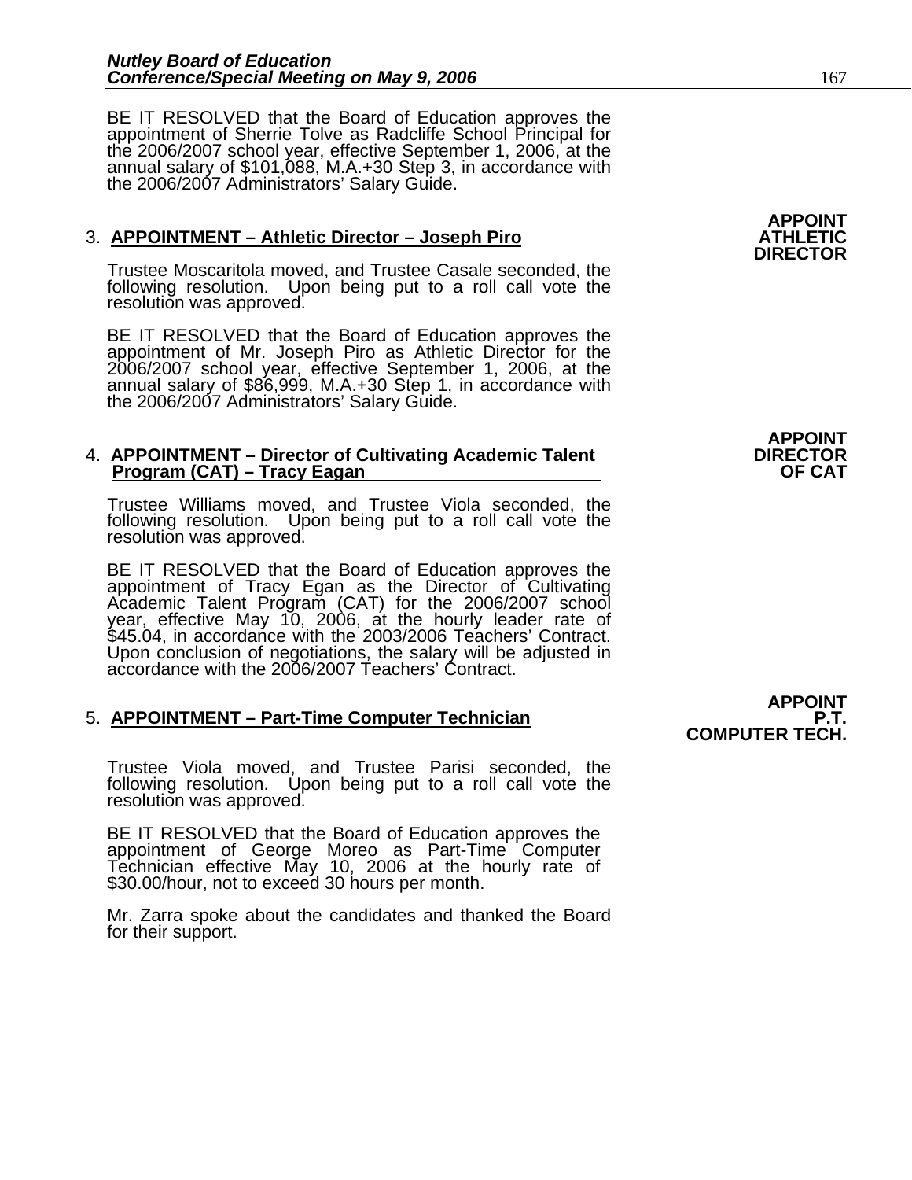BE IT RESOLVED that the Board of Education approves the appointment of Sherrie Tolve as Radcliffe School Principal for the 2006/2007 school year, effective September 1, 2006, at the annual salary of $101,088, M.A.+30 Step 3, in accordance with the 2006/2007 Administrators' Salary Guide.

**APPOINT ATHLETIC DIRECTOR**

3. **APPOINTMENT – Athletic Director – Joseph Piro**

Trustee Moscaritola moved, and Trustee Casale seconded, the following resolution. Upon being put to a roll call vote the resolution was approved.

BE IT RESOLVED that the Board of Education approves the appointment of Mr. Joseph Piro as Athletic Director for the 2006/2007 school year, effective September 1, 2006, at the annual salary of $86,999, M.A.+30 Step 1, in accordance with the 2006/2007 Administrators' Salary Guide.

**APPOINT DIRECTOR OF CAT**

4. **APPOINTMENT – Director of Cultivating Academic Talent Program (CAT) – Tracy Eagan**

Trustee Williams moved, and Trustee Viola seconded, the following resolution. Upon being put to a roll call vote the resolution was approved.

BE IT RESOLVED that the Board of Education approves the appointment of Tracy Egan as the Director of Cultivating Academic Talent Program (CAT) for the 2006/2007 school year, effective May 10, 2006, at the hourly leader rate of $45.04, in accordance with the 2003/2006 Teachers' Contract. Upon conclusion of negotiations, the salary will be adjusted in accordance with the 2006/2007 Teachers' Contract.

**APPOINT P.T. COMPUTER TECH.**

5. **APPOINTMENT – Part-Time Computer Technician**

Trustee Viola moved, and Trustee Parisi seconded, the following resolution. Upon being put to a roll call vote the resolution was approved.

BE IT RESOLVED that the Board of Education approves the appointment of George Moreo as Part-Time Computer Technician effective May 10, 2006 at the hourly rate of $30.00/hour, not to exceed 30 hours per month.

Mr. Zarra spoke about the candidates and thanked the Board for their support.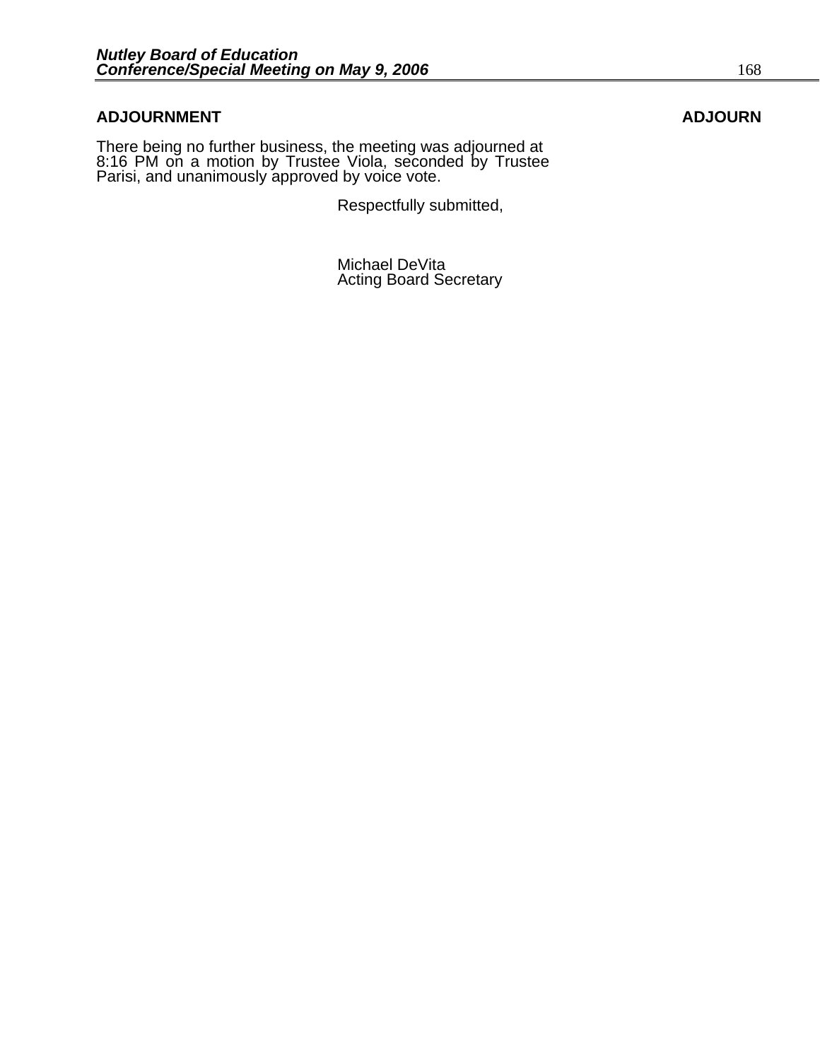**ADJOURNMENT** **ADJOURN**

There being no further business, the meeting was adjourned at 8:16 PM on a motion by Trustee Viola, seconded by Trustee Parisi, and unanimously approved by voice vote.

Respectfully submitted,

Michael DeVita
Acting Board Secretary